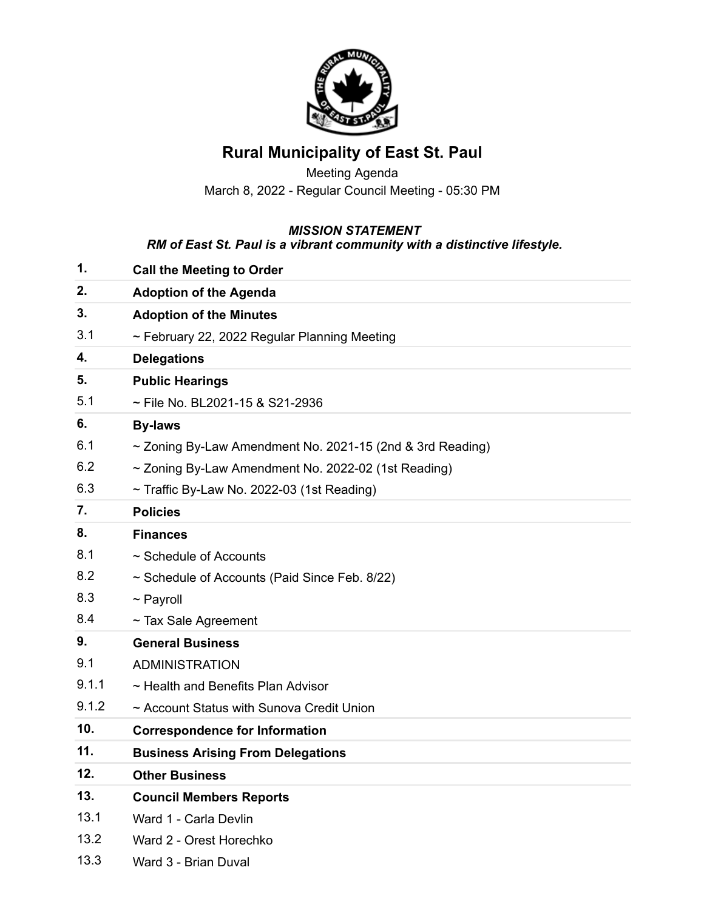# Rural Municipality of East St. Paul

Meeting Agenda

March 8, 2022 - Regular Council Meeting - 05:30 PM

***MISSION STATEMENT***

***RM of East St. Paul is a vibrant community with a distinctive lifestyle.***

| | |
|---|---|
| **1.** | **Call the Meeting to Order** |
| **2.** | **Adoption of the Agenda** |
| **3.** | **Adoption of the Minutes** |
| 3.1 | ~ February 22, 2022 Regular Planning Meeting |
| **4.** | **Delegations** |
| **5.** | **Public Hearings** |
| 5.1 | ~ File No. BL2021-15 & S21-2936 |
| **6.** | **By-laws** |
| 6.1 | ~ Zoning By-Law Amendment No. 2021-15 (2nd & 3rd Reading) |
| 6.2 | ~ Zoning By-Law Amendment No. 2022-02 (1st Reading) |
| 6.3 | ~ Traffic By-Law No. 2022-03 (1st Reading) |
| **7.** | **Policies** |
| **8.** | **Finances** |
| 8.1 | ~ Schedule of Accounts |
| 8.2 | ~ Schedule of Accounts (Paid Since Feb. 8/22) |
| 8.3 | ~ Payroll |
| 8.4 | ~ Tax Sale Agreement |
| **9.** | **General Business** |
| 9.1 | ADMINISTRATION |
| 9.1.1 | ~ Health and Benefits Plan Advisor |
| 9.1.2 | ~ Account Status with Sunova Credit Union |
| **10.** | **Correspondence for Information** |
| **11.** | **Business Arising From Delegations** |
| **12.** | **Other Business** |
| **13.** | **Council Members Reports** |
| 13.1 | Ward 1 - Carla Devlin |
| 13.2 | Ward 2 - Orest Horechko |
| 13.3 | Ward 3 - Brian Duval |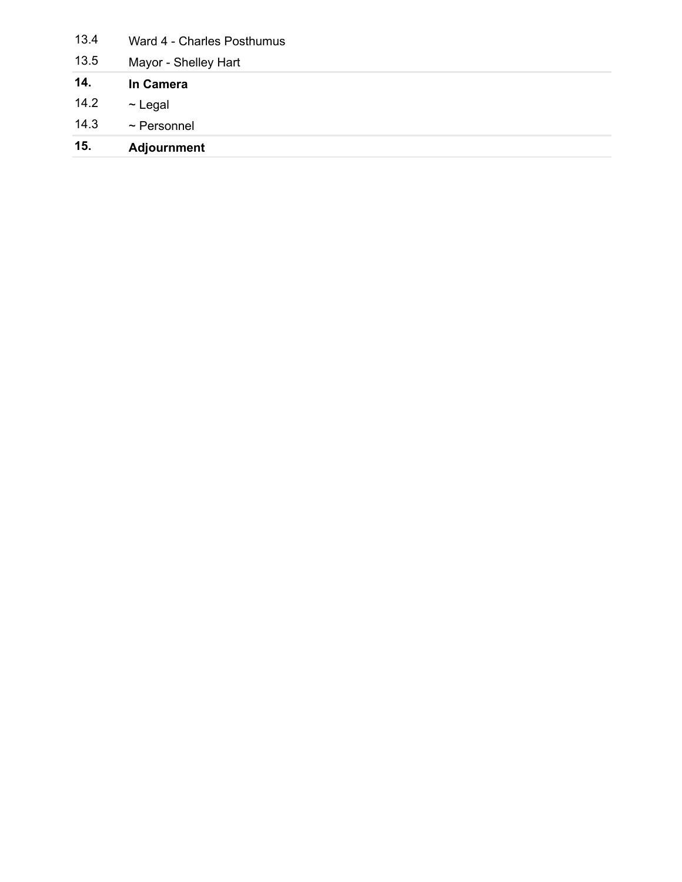| | |
|---|---|
| 13.4 | Ward 4 - Charles Posthumus |
| 13.5 | Mayor - Shelley Hart |
| **14.** | **In Camera** |
| 14.2 | ~ Legal |
| 14.3 | ~ Personnel |
| **15.** | **Adjournment** |